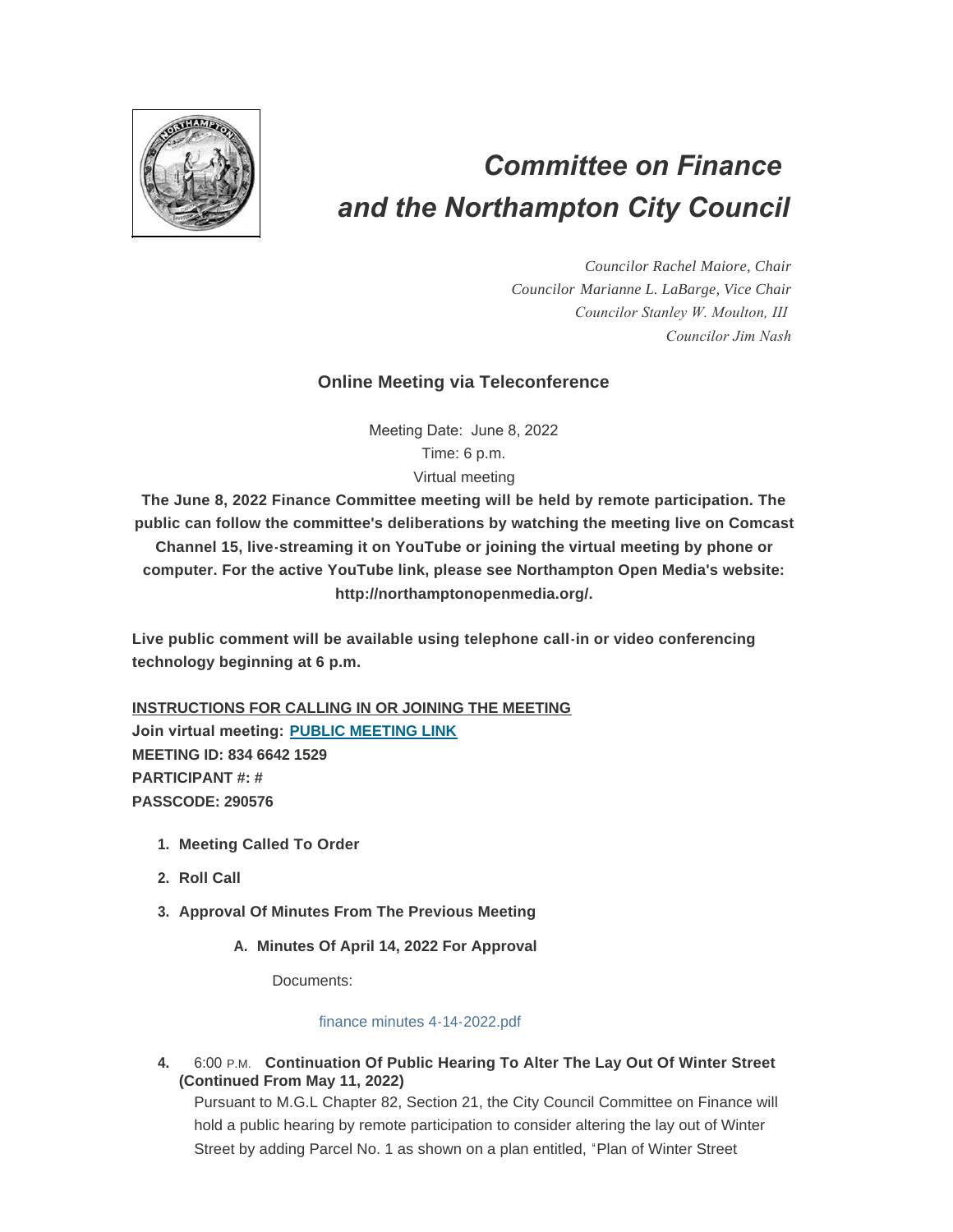# *Committee on Finance and the Northampton City Council*

*Councilor Rachel Maiore, Chair*
*Councilor Marianne L. LaBarge, Vice Chair*
*Councilor Stanley W. Moulton, III*
*Councilor Jim Nash*

## Online Meeting via Teleconference

Meeting Date: June 8, 2022
Time: 6 p.m.
Virtual meeting

**The June 8, 2022 Finance Committee meeting will be held by remote participation. The public can follow the committee's deliberations by watching the meeting live on Comcast Channel 15, live-streaming it on YouTube or joining the virtual meeting by phone or computer. For the active YouTube link, please see Northampton Open Media's website: http://northamptonopenmedia.org/.**

**Live public comment will be available using telephone call-in or video conferencing technology beginning at 6 p.m.**

**INSTRUCTIONS FOR CALLING IN OR JOINING THE MEETING**
**Join virtual meeting: PUBLIC MEETING LINK**
**MEETING ID: 834 6642 1529**
**PARTICIPANT #: #**
**PASSCODE: 290576**

1. **Meeting Called To Order**
2. **Roll Call**
3. **Approval Of Minutes From The Previous Meeting**
   A. **Minutes Of April 14, 2022 For Approval**

      Documents:

      finance minutes 4-14-2022.pdf

4. 6:00 P.M. **Continuation Of Public Hearing To Alter The Lay Out Of Winter Street (Continued From May 11, 2022)**
   Pursuant to M.G.L Chapter 82, Section 21, the City Council Committee on Finance will hold a public hearing by remote participation to consider altering the lay out of Winter Street by adding Parcel No. 1 as shown on a plan entitled, "Plan of Winter Street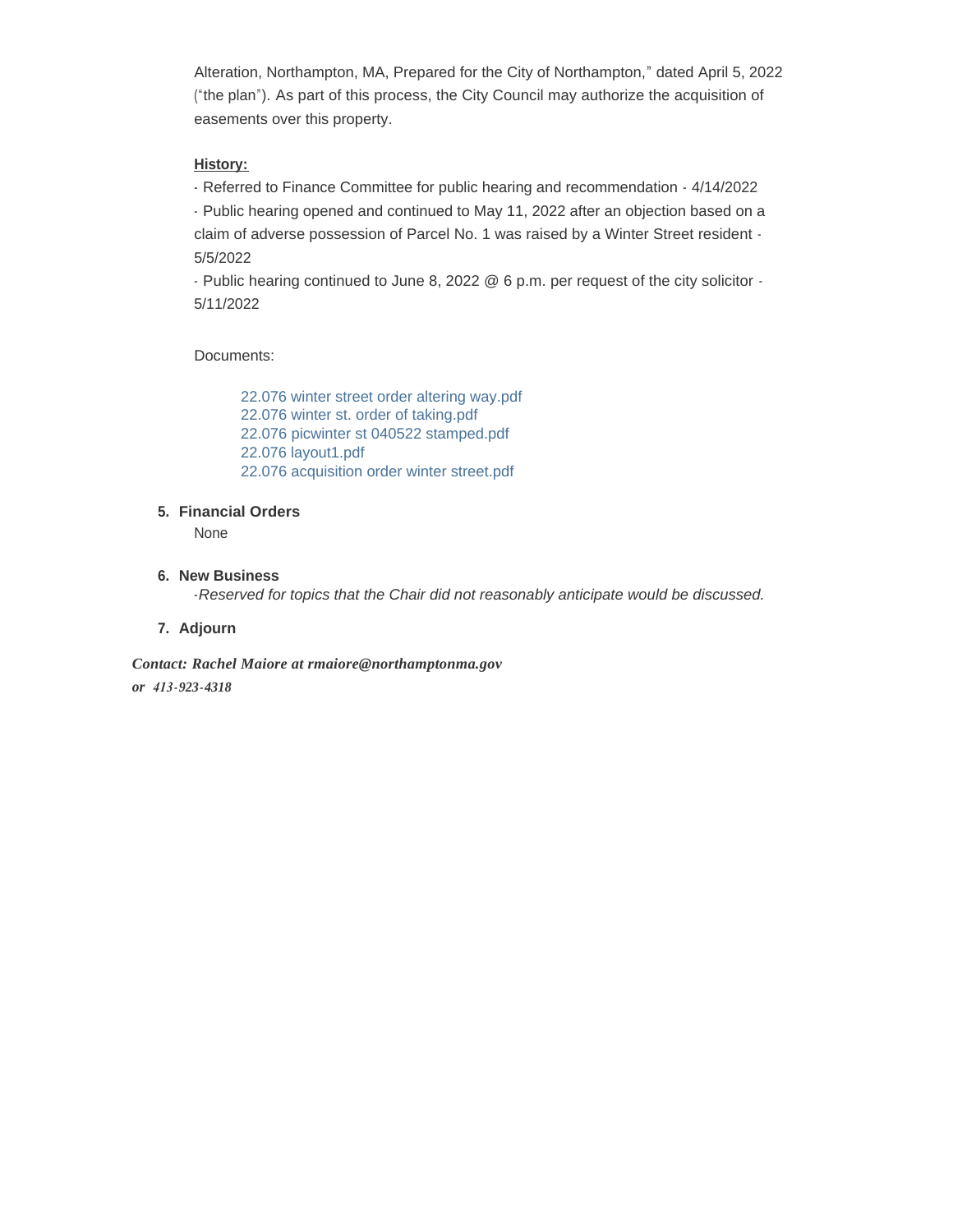Alteration, Northampton, MA, Prepared for the City of Northampton," dated April 5, 2022 ("the plan"). As part of this process, the City Council may authorize the acquisition of easements over this property.

**History:**

- Referred to Finance Committee for public hearing and recommendation - 4/14/2022
- Public hearing opened and continued to May 11, 2022 after an objection based on a claim of adverse possession of Parcel No. 1 was raised by a Winter Street resident - 5/5/2022
- Public hearing continued to June 8, 2022 @ 6 p.m. per request of the city solicitor - 5/11/2022

Documents:

22.076 winter street order altering way.pdf
22.076 winter st. order of taking.pdf
22.076 picwinter st 040522 stamped.pdf
22.076 layout1.pdf
22.076 acquisition order winter street.pdf

5. **Financial Orders**

   None

6. **New Business**

   -*Reserved for topics that the Chair did not reasonably anticipate would be discussed.*

7. **Adjourn**

***Contact: Rachel Maiore at rmaiore@northamptonma.gov or 413-923-4318***